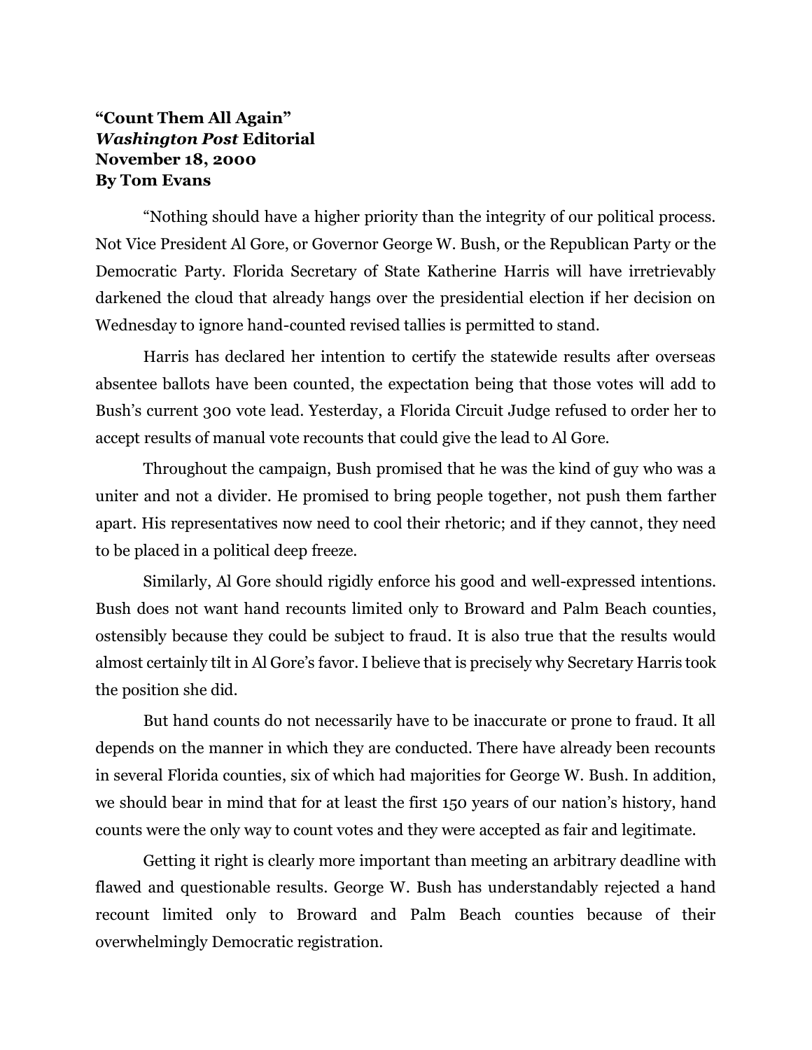**"Count Them All Again"**
***Washington Post* Editorial**
**November 18, 2000**
**By Tom Evans**

"Nothing should have a higher priority than the integrity of our political process. Not Vice President Al Gore, or Governor George W. Bush, or the Republican Party or the Democratic Party. Florida Secretary of State Katherine Harris will have irretrievably darkened the cloud that already hangs over the presidential election if her decision on Wednesday to ignore hand-counted revised tallies is permitted to stand.

Harris has declared her intention to certify the statewide results after overseas absentee ballots have been counted, the expectation being that those votes will add to Bush's current 300 vote lead. Yesterday, a Florida Circuit Judge refused to order her to accept results of manual vote recounts that could give the lead to Al Gore.

Throughout the campaign, Bush promised that he was the kind of guy who was a uniter and not a divider. He promised to bring people together, not push them farther apart. His representatives now need to cool their rhetoric; and if they cannot, they need to be placed in a political deep freeze.

Similarly, Al Gore should rigidly enforce his good and well-expressed intentions. Bush does not want hand recounts limited only to Broward and Palm Beach counties, ostensibly because they could be subject to fraud. It is also true that the results would almost certainly tilt in Al Gore's favor. I believe that is precisely why Secretary Harris took the position she did.

But hand counts do not necessarily have to be inaccurate or prone to fraud. It all depends on the manner in which they are conducted. There have already been recounts in several Florida counties, six of which had majorities for George W. Bush. In addition, we should bear in mind that for at least the first 150 years of our nation's history, hand counts were the only way to count votes and they were accepted as fair and legitimate.

Getting it right is clearly more important than meeting an arbitrary deadline with flawed and questionable results. George W. Bush has understandably rejected a hand recount limited only to Broward and Palm Beach counties because of their overwhelmingly Democratic registration.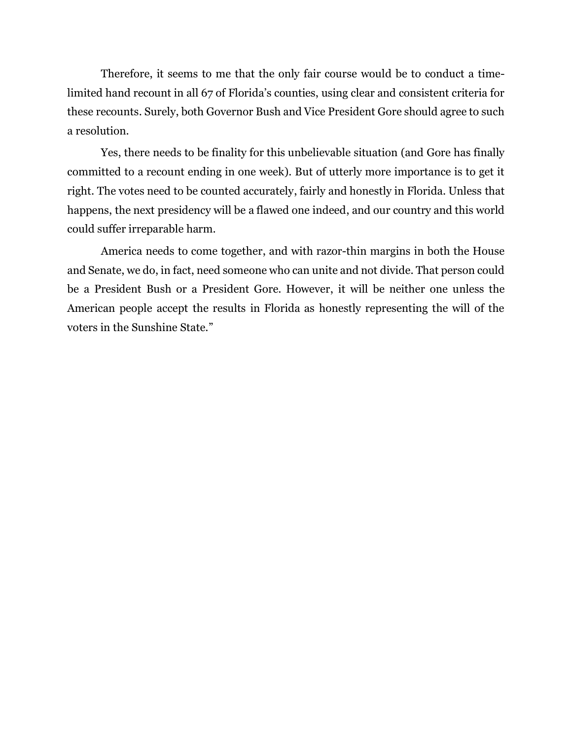Therefore, it seems to me that the only fair course would be to conduct a time-limited hand recount in all 67 of Florida's counties, using clear and consistent criteria for these recounts. Surely, both Governor Bush and Vice President Gore should agree to such a resolution.

Yes, there needs to be finality for this unbelievable situation (and Gore has finally committed to a recount ending in one week). But of utterly more importance is to get it right. The votes need to be counted accurately, fairly and honestly in Florida. Unless that happens, the next presidency will be a flawed one indeed, and our country and this world could suffer irreparable harm.

America needs to come together, and with razor-thin margins in both the House and Senate, we do, in fact, need someone who can unite and not divide. That person could be a President Bush or a President Gore. However, it will be neither one unless the American people accept the results in Florida as honestly representing the will of the voters in the Sunshine State."